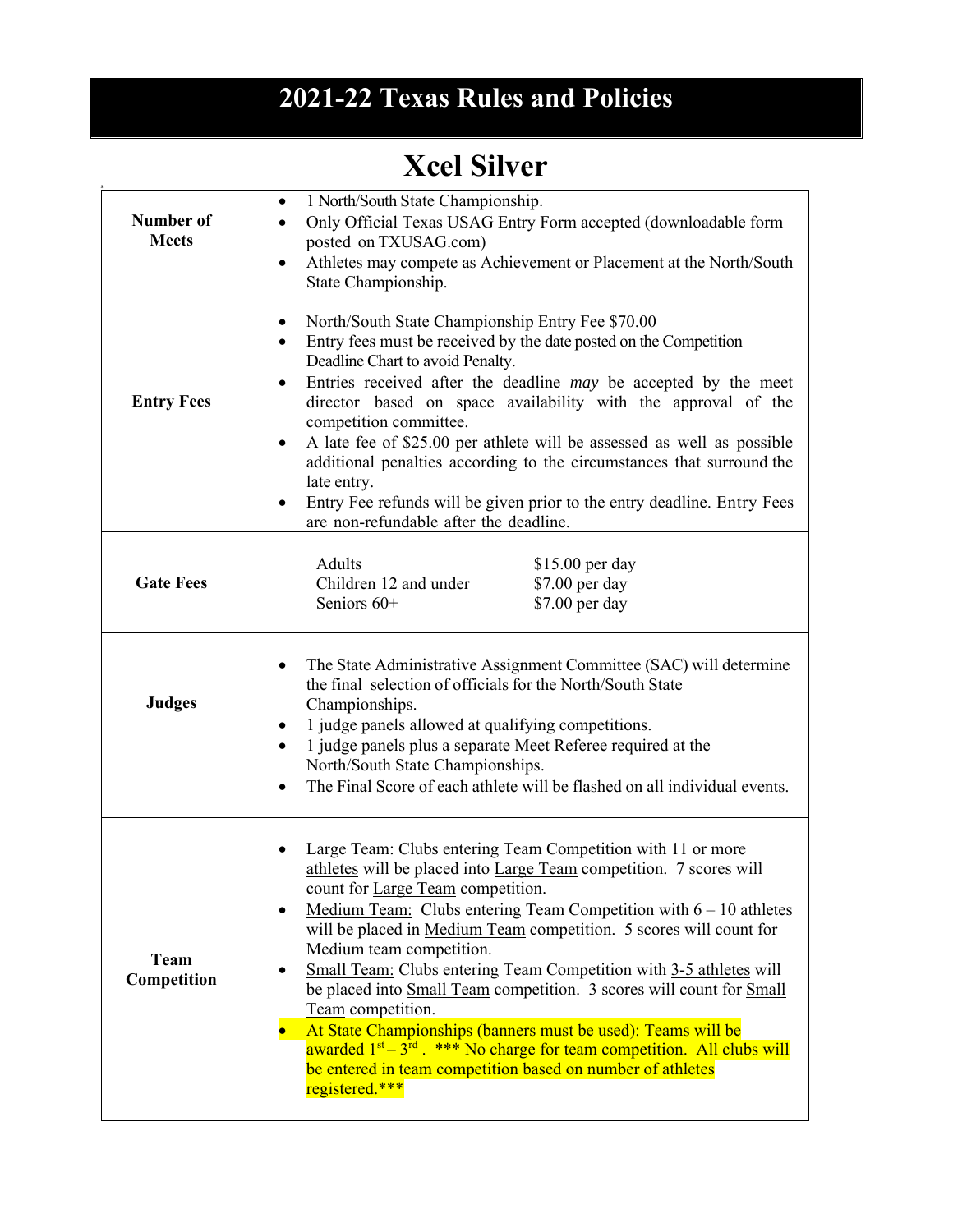# 2021-22 Texas Rules and Policies

## Xcel Silver

| | |
|---|---|
| **Number of Meets** | • 1 North/South State Championship.<br>• Only Official Texas USAG Entry Form accepted (downloadable form posted on TXUSAG.com)<br>• Athletes may compete as Achievement or Placement at the North/South State Championship. |
| **Entry Fees** | • North/South State Championship Entry Fee $70.00<br>• Entry fees must be received by the date posted on the Competition Deadline Chart to avoid Penalty.<br>• Entries received after the deadline *may* be accepted by the meet director based on space availability with the approval of the competition committee.<br>• A late fee of $25.00 per athlete will be assessed as well as possible additional penalties according to the circumstances that surround the late entry.<br>• Entry Fee refunds will be given prior to the entry deadline. Entry Fees are non-refundable after the deadline. |
| **Gate Fees** | Adults — $15.00 per day<br>Children 12 and under — $7.00 per day<br>Seniors 60+ — $7.00 per day |
| **Judges** | • The State Administrative Assignment Committee (SAC) will determine the final selection of officials for the North/South State Championships.<br>• 1 judge panels allowed at qualifying competitions.<br>• 1 judge panels plus a separate Meet Referee required at the North/South State Championships.<br>• The Final Score of each athlete will be flashed on all individual events. |
| **Team Competition** | • Large Team: Clubs entering Team Competition with 11 or more athletes will be placed into Large Team competition. 7 scores will count for Large Team competition.<br>• Medium Team: Clubs entering Team Competition with 6 – 10 athletes will be placed in Medium Team competition. 5 scores will count for Medium team competition.<br>• Small Team: Clubs entering Team Competition with 3-5 athletes will be placed into Small Team competition. 3 scores will count for Small Team competition.<br>• At State Championships (banners must be used): Teams will be awarded 1st – 3rd . *** No charge for team competition. All clubs will be entered in team competition based on number of athletes registered.*** |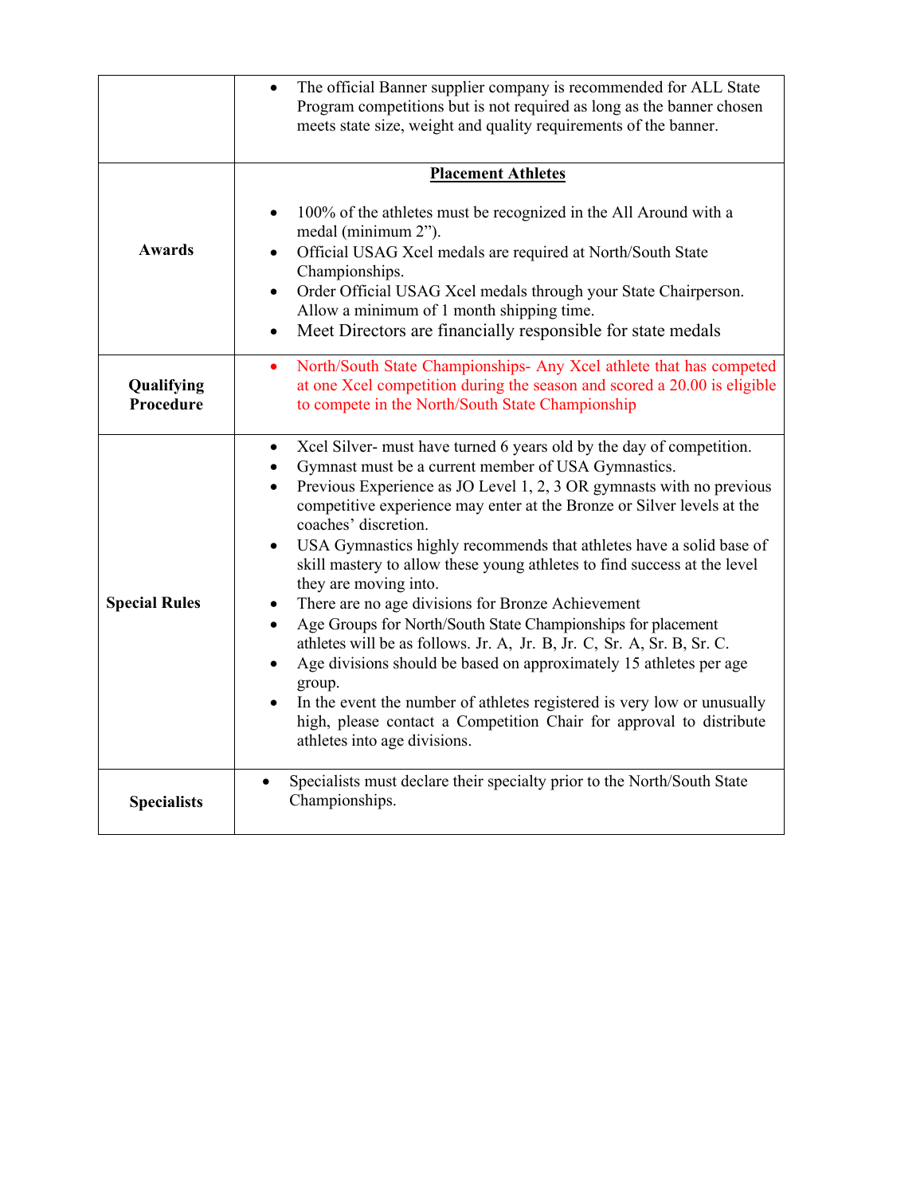| | |
|---|---|
| | • The official Banner supplier company is recommended for ALL State Program competitions but is not required as long as the banner chosen meets state size, weight and quality requirements of the banner. |
| **Awards** | **<u>Placement Athletes</u>**<br>• 100% of the athletes must be recognized in the All Around with a medal (minimum 2").<br>• Official USAG Xcel medals are required at North/South State Championships.<br>• Order Official USAG Xcel medals through your State Chairperson. Allow a minimum of 1 month shipping time.<br>• Meet Directors are financially responsible for state medals |
| **Qualifying Procedure** | • North/South State Championships- Any Xcel athlete that has competed at one Xcel competition during the season and scored a 20.00 is eligible to compete in the North/South State Championship |
| **Special Rules** | • Xcel Silver- must have turned 6 years old by the day of competition.<br>• Gymnast must be a current member of USA Gymnastics.<br>• Previous Experience as JO Level 1, 2, 3 OR gymnasts with no previous competitive experience may enter at the Bronze or Silver levels at the coaches' discretion.<br>• USA Gymnastics highly recommends that athletes have a solid base of skill mastery to allow these young athletes to find success at the level they are moving into.<br>• There are no age divisions for Bronze Achievement<br>• Age Groups for North/South State Championships for placement athletes will be as follows. Jr. A, Jr. B, Jr. C, Sr. A, Sr. B, Sr. C.<br>• Age divisions should be based on approximately 15 athletes per age group.<br>• In the event the number of athletes registered is very low or unusually high, please contact a Competition Chair for approval to distribute athletes into age divisions. |
| **Specialists** | • Specialists must declare their specialty prior to the North/South State Championships. |